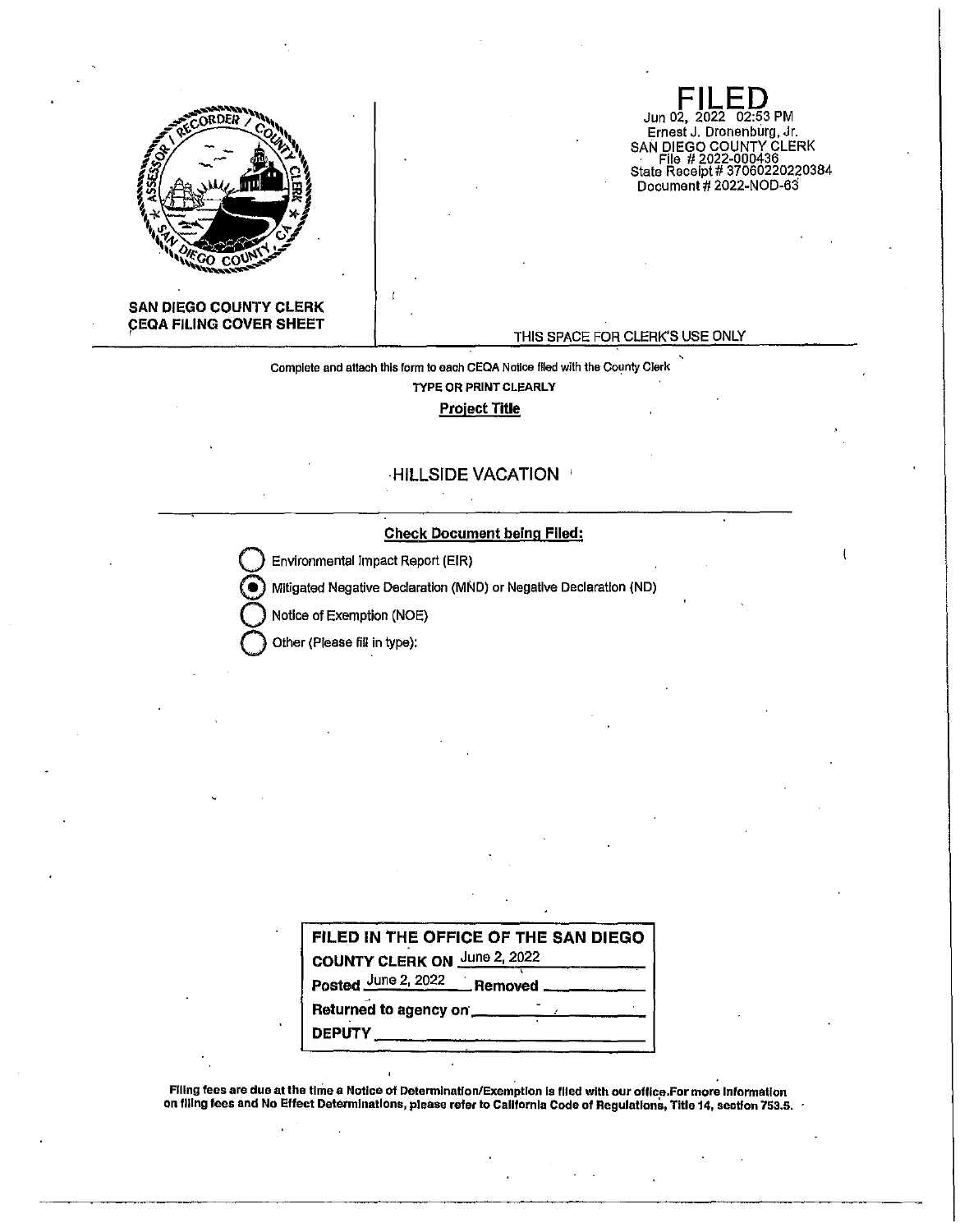**SAN DIEGO COUNTY CLERK**
**CEQA FILING COVER SHEET**

**FILED**
Jun 02, 2022 02:53 PM
Ernest J. Dronenburg, Jr.
SAN DIEGO COUNTY CLERK
File # 2022-000436
State Receipt # 37060220220384
Document # 2022-NOD-63

THIS SPACE FOR CLERK'S USE ONLY

Complete and attach this form to each CEQA Notice filed with the County Clerk

**TYPE OR PRINT CLEARLY**

**Project Title**

HILLSIDE VACATION

**Check Document being Filed:**

- ○ Environmental Impact Report (EIR)
- ◉ Mitigated Negative Declaration (MND) or Negative Declaration (ND)
- ○ Notice of Exemption (NOE)
- ○ Other (Please fill in type):

**FILED IN THE OFFICE OF THE SAN DIEGO COUNTY CLERK ON** June 2, 2022
**Posted** June 2, 2022 **Removed** \_\_\_\_\_\_\_\_
**Returned to agency on** \_\_\_\_\_\_\_\_
**DEPUTY** \_\_\_\_\_\_\_\_

**Filing fees are due at the time a Notice of Determination/Exemption is filed with our office. For more information on filing fees and No Effect Determinations, please refer to California Code of Regulations, Title 14, section 753.5.**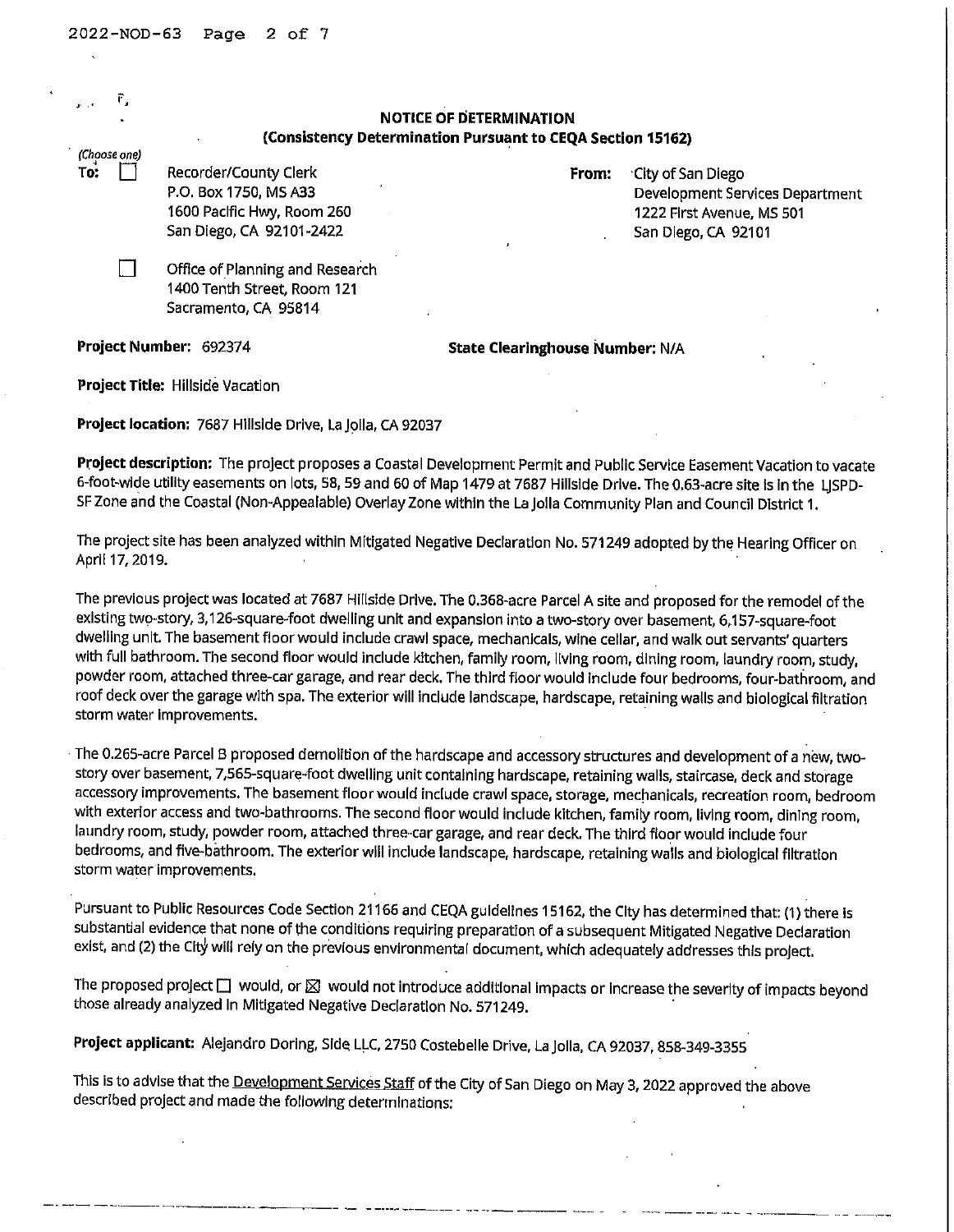# NOTICE OF DETERMINATION

## (Consistency Determination Pursuant to CEQA Section 15162)

*(Choose one)*

**To:** ☐ Recorder/County Clerk
P.O. Box 1750, MS A33
1600 Pacific Hwy, Room 260
San Diego, CA 92101-2422

☐ Office of Planning and Research
1400 Tenth Street, Room 121
Sacramento, CA 95814

**From:** City of San Diego
Development Services Department
1222 First Avenue, MS 501
San Diego, CA 92101

**Project Number:** 692374

**State Clearinghouse Number:** N/A

**Project Title:** Hillside Vacation

**Project location:** 7687 Hillside Drive, La Jolla, CA 92037

**Project description:** The project proposes a Coastal Development Permit and Public Service Easement Vacation to vacate 6-foot-wide utility easements on lots, 58, 59 and 60 of Map 1479 at 7687 Hillside Drive. The 0.63-acre site is in the LJSPD-SF Zone and the Coastal (Non-Appealable) Overlay Zone within the La Jolla Community Plan and Council District 1.

The project site has been analyzed within Mitigated Negative Declaration No. 571249 adopted by the Hearing Officer on April 17, 2019.

The previous project was located at 7687 Hillside Drive. The 0.368-acre Parcel A site and proposed for the remodel of the existing two-story, 3,126-square-foot dwelling unit and expansion into a two-story over basement, 6,157-square-foot dwelling unit. The basement floor would include crawl space, mechanicals, wine cellar, and walk out servants' quarters with full bathroom. The second floor would include kitchen, family room, living room, dining room, laundry room, study, powder room, attached three-car garage, and rear deck. The third floor would include four bedrooms, four-bathroom, and roof deck over the garage with spa. The exterior will include landscape, hardscape, retaining walls and biological filtration storm water improvements.

The 0.265-acre Parcel B proposed demolition of the hardscape and accessory structures and development of a new, two-story over basement, 7,565-square-foot dwelling unit containing hardscape, retaining walls, staircase, deck and storage accessory improvements. The basement floor would include crawl space, storage, mechanicals, recreation room, bedroom with exterior access and two-bathrooms. The second floor would include kitchen, family room, living room, dining room, laundry room, study, powder room, attached three-car garage, and rear deck. The third floor would include four bedrooms, and five-bathroom. The exterior will include landscape, hardscape, retaining walls and biological filtration storm water improvements.

Pursuant to Public Resources Code Section 21166 and CEQA guidelines 15162, the City has determined that: (1) there is substantial evidence that none of the conditions requiring preparation of a subsequent Mitigated Negative Declaration exist, and (2) the City will rely on the previous environmental document, which adequately addresses this project.

The proposed project ☐ would, or ☒ would not introduce additional impacts or increase the severity of impacts beyond those already analyzed in Mitigated Negative Declaration No. 571249.

**Project applicant:** Alejandro Doring, Side LLC, 2750 Costebelle Drive, La Jolla, CA 92037, 858-349-3355

This is to advise that the Development Services Staff of the City of San Diego on May 3, 2022 approved the above described project and made the following determinations: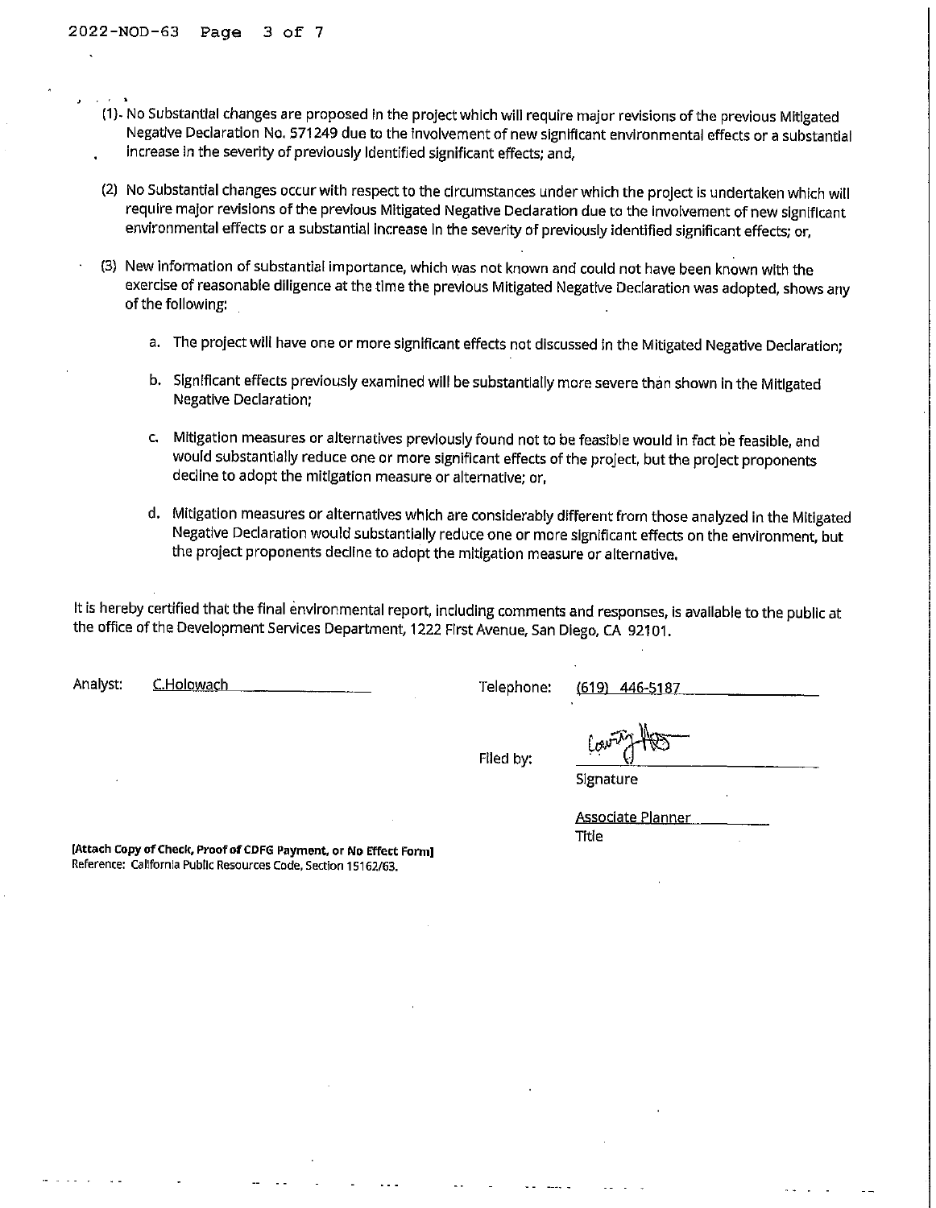(1). No Substantial changes are proposed in the project which will require major revisions of the previous Mitigated Negative Declaration No. 571249 due to the involvement of new significant environmental effects or a substantial increase in the severity of previously identified significant effects; and,

(2) No Substantial changes occur with respect to the circumstances under which the project is undertaken which will require major revisions of the previous Mitigated Negative Declaration due to the involvement of new significant environmental effects or a substantial increase in the severity of previously identified significant effects; or,

(3) New information of substantial importance, which was not known and could not have been known with the exercise of reasonable diligence at the time the previous Mitigated Negative Declaration was adopted, shows any of the following:

a. The project will have one or more significant effects not discussed in the Mitigated Negative Declaration;

b. Significant effects previously examined will be substantially more severe than shown in the Mitigated Negative Declaration;

c. Mitigation measures or alternatives previously found not to be feasible would in fact be feasible, and would substantially reduce one or more significant effects of the project, but the project proponents decline to adopt the mitigation measure or alternative; or,

d. Mitigation measures or alternatives which are considerably different from those analyzed in the Mitigated Negative Declaration would substantially reduce one or more significant effects on the environment, but the project proponents decline to adopt the mitigation measure or alternative.

It is hereby certified that the final environmental report, including comments and responses, is available to the public at the office of the Development Services Department, 1222 First Avenue, San Diego, CA 92101.

Analyst: C.Holowach

Telephone: (619) 446-5187

Filed by: [Signature]
Signature

Associate Planner
Title

**[Attach Copy of Check, Proof of CDFG Payment, or No Effect Form]**
Reference: California Public Resources Code, Section 15162/63.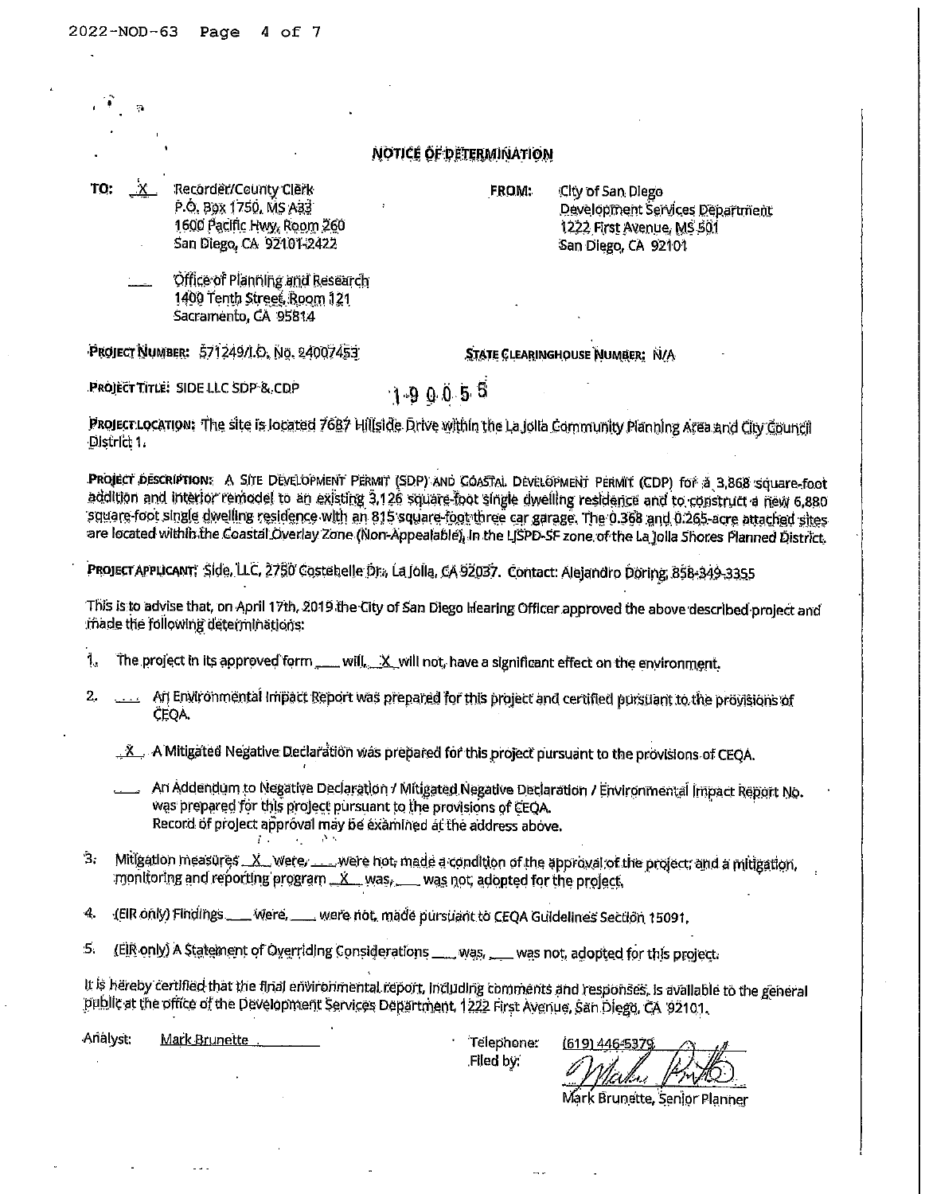# NOTICE OF DETERMINATION

**TO:** _X_ Recorder/County Clerk
P.O. Box 1750, MS A33
1600 Pacific Hwy, Room 260
San Diego, CA 92101-2422

___ Office of Planning and Research
1400 Tenth Street, Room 121
Sacramento, CA 95814

**FROM:** City of San Diego
Development Services Department
1222 First Avenue, MS 501
San Diego, CA 92101

**PROJECT NUMBER:** 571249/I.O. No. 24007453

**STATE CLEARINGHOUSE NUMBER:** N/A

**PROJECT TITLE:** SIDE LLC SDP & CDP

190055

**PROJECT LOCATION:** The site is located 7687 Hillside Drive within the La Jolla Community Planning Area and City Council District 1.

**PROJECT DESCRIPTION:** A SITE DEVELOPMENT PERMIT (SDP) AND COASTAL DEVELOPMENT PERMIT (CDP) for a 3,868 square-foot addition and interior remodel to an existing 3,126 square-foot single dwelling residence and to construct a new 6,880 square-foot single dwelling residence with an 815 square-foot three car garage. The 0.368 and 0.265-acre attached sites are located within the Coastal Overlay Zone (Non-Appealable), in the LJSPD-SF zone of the La Jolla Shores Planned District.

**PROJECT APPLICANT:** Side, LLC, 2750 Costebelle Dr., La Jolla, CA 92037. Contact: Alejandro Doring, 858-349-3355

This is to advise that, on April 17th, 2019 the City of San Diego Hearing Officer approved the above described project and made the following determinations:

1. The project in its approved form ___ will, _X_ will not, have a significant effect on the environment.

2. ___ An Environmental Impact Report was prepared for this project and certified pursuant to the provisions of CEQA.

   _X_ A Mitigated Negative Declaration was prepared for this project pursuant to the provisions of CEQA.

   ___ An Addendum to Negative Declaration / Mitigated Negative Declaration / Environmental Impact Report No. was prepared for this project pursuant to the provisions of CEQA.
   Record of project approval may be examined at the address above.

3. Mitigation measures _X_ were, ___ were not, made a condition of the approval of the project; and a mitigation, monitoring and reporting program _X_ was, ___ was not, adopted for the project.

4. (EIR only) Findings ___ were, ___ were not, made pursuant to CEQA Guidelines Section 15091.

5. (EIR only) A Statement of Overriding Considerations ___ was, ___ was not, adopted for this project.

It is hereby certified that the final environmental report, including comments and responses, is available to the general public at the office of the Development Services Department, 1222 First Avenue, San Diego, CA 92101.

Analyst: Mark Brunette

Telephone: (619) 446-5379

Filed by: [signature]

Mark Brunette, Senior Planner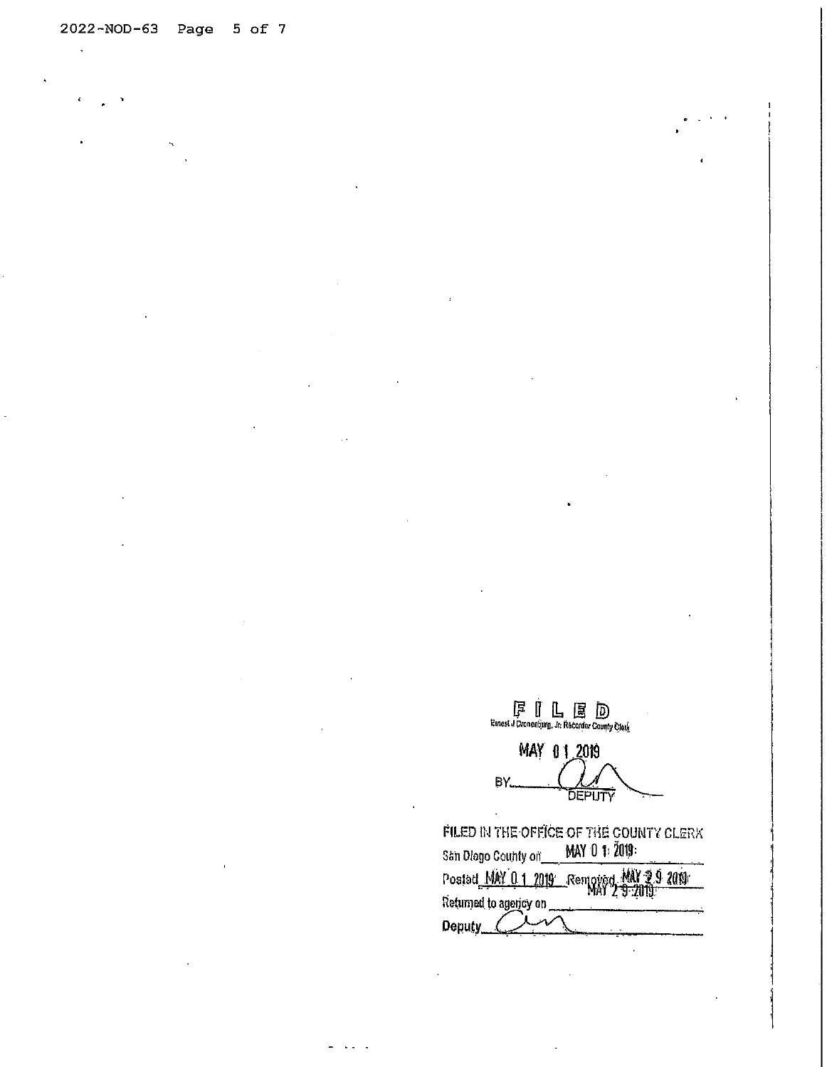**FILED**
Ernest J Dronenburg, Jr. Recorder County Clerk

MAY 01 2019

BY \_\_\_\_\_\_\_\_\_\_
DEPUTY

FILED IN THE OFFICE OF THE COUNTY CLERK
San Diego County on MAY 01 2019
Posted MAY 01 2019 Removed MAY 29 2019
Returned to agency on \_\_\_\_\_\_\_\_\_\_
Deputy \_\_\_\_\_\_\_\_\_\_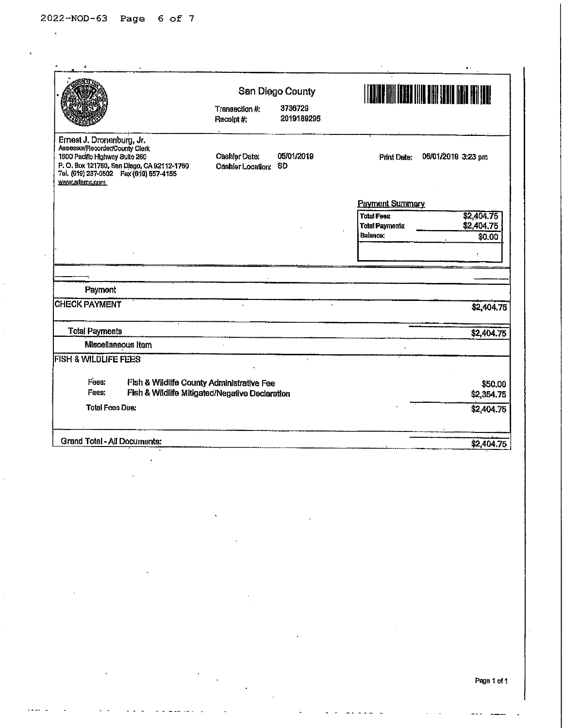San Diego County

Transaction #: 3736729
Receipt #: 2019189295

Ernest J. Dronenburg, Jr.
Assessor/Recorder/County Clerk
1600 Pacific Highway Suite 260
P. O. Box 121750, San Diego, CA 92112-1750
Tel. (619) 237-0502 Fax (619) 557-4155
www.sdarcc.com

Cashier Date: 05/01/2019
Cashier Location: SD

Print Date: 05/01/2019 3:23 pm

**Payment Summary**

| | |
|---|---|
| Total Fees | $2,404.75 |
| Total Payments | $2,404.75 |
| Balance: | $0.00 |

**Payment**

| | |
|---|---|
| CHECK PAYMENT | $2,404.75 |
| **Total Payments** | $2,404.75 |

**Miscellaneous Item**

FISH & WILDLIFE FEES

| | | |
|---|---|---|
| Fees: | Fish & Wildlife County Administrative Fee | $50.00 |
| Fees: | Fish & Wildlife Mitigated/Negative Declaration | $2,354.75 |
| Total Fees Due: | | $2,404.75 |

Grand Total - All Documents: $2,404.75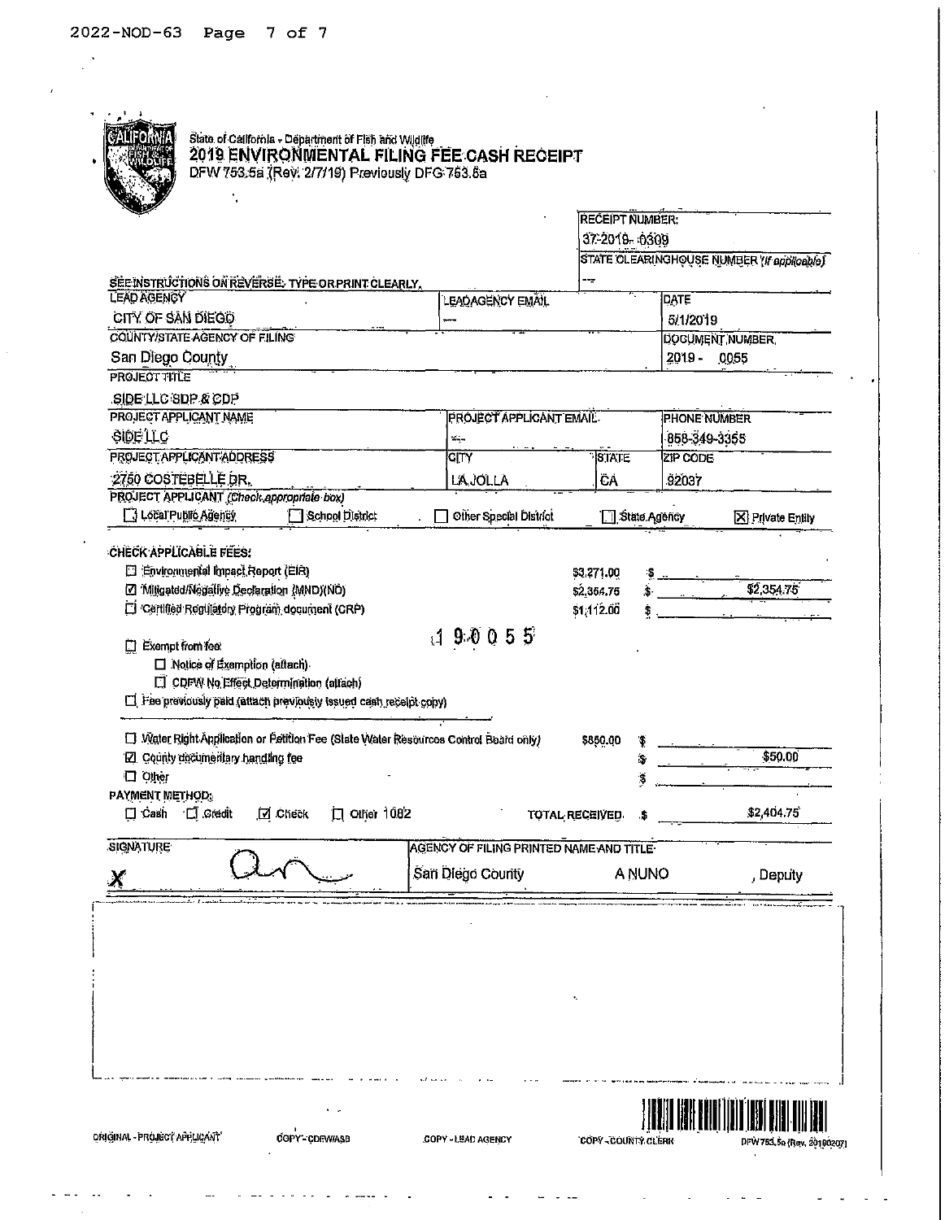State of California - Department of Fish and Wildlife

# 2019 ENVIRONMENTAL FILING FEE CASH RECEIPT

DFW 753.5a (Rev. 2/7/19) Previously DFG 753.5a

| RECEIPT NUMBER: |
|---|
| 37-2019-0309 |
| STATE CLEARINGHOUSE NUMBER (If applicable) |
| -- |

SEE INSTRUCTIONS ON REVERSE. TYPE OR PRINT CLEARLY.

| LEAD AGENCY | LEADAGENCY EMAIL | | DATE |
|---|---|---|---|
| CITY OF SAN DIEGO | -- | | 5/1/2019 |
| COUNTY/STATE AGENCY OF FILING | | | DOCUMENT NUMBER |
| San Diego County | | | 2019 - 0055 |
| PROJECT TITLE | | | |
| SIDE LLC SDP & CDP | | | |
| PROJECT APPLICANT NAME | PROJECT APPLICANT EMAIL | | PHONE NUMBER |
| SIDE LLC | -- | | 858-349-3355 |
| PROJECT APPLICANT ADDRESS | CITY | STATE | ZIP CODE |
| 2750 COSTEBELLE DR. | LA JOLLA | CA | 92037 |

PROJECT APPLICANT (Check appropriate box)

☐ Local Public Agency ☐ School District ☐ Other Special District ☐ State Agency ☒ Private Entity

CHECK APPLICABLE FEES:

| | | |
|---|---|---|
| ☐ Environmental Impact Report (EIR) | $3,271.00 | $ |
| ☑ Mitigated/Negative Declaration (MND)(ND) | $2,354.75 | $ 2,354.75 |
| ☐ Certified Regulatory Program document (CRP) | $1,112.00 | $ |

19 0 0 5 5

☐ Exempt from fee

- ☐ Notice of Exemption (attach)
- ☐ CDFW No Effect Determination (attach)

☐ Fee previously paid (attach previously issued cash receipt copy)

| | | |
|---|---|---|
| ☐ Water Right Application or Petition Fee (State Water Resources Control Board only) | $850.00 | $ |
| ☑ County documentary handling fee | | $ 50.00 |
| ☐ Other | | $ |

PAYMENT METHOD:

☐ Cash ☐ Credit ☑ Check ☐ Other 1082 TOTAL RECEIVED $ 2,404.75

| SIGNATURE | AGENCY OF FILING PRINTED NAME AND TITLE | | |
|---|---|---|---|
| X [signature] | San Diego County | A NUNO | , Deputy |

ORIGINAL - PROJECT APPLICANT COPY - CDFW/ASB COPY - LEAD AGENCY COPY - COUNTY CLERK DFW 753.5a (Rev. 20190207)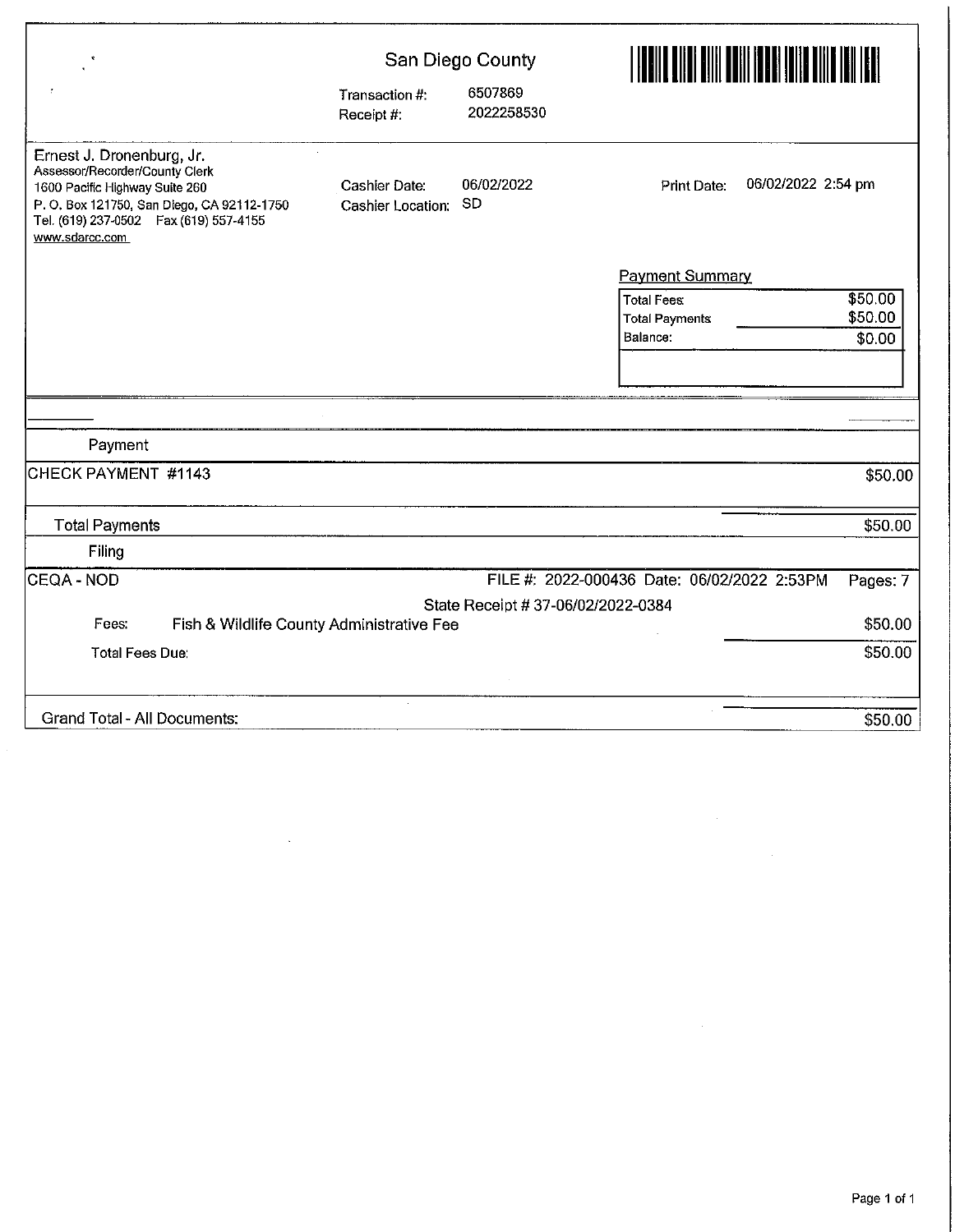San Diego County

Transaction #: 6507869
Receipt #: 2022258530

Ernest J. Dronenburg, Jr.
Assessor/Recorder/County Clerk
1600 Pacific Highway Suite 260
P. O. Box 121750, San Diego, CA 92112-1750
Tel. (619) 237-0502 Fax (619) 557-4155
www.sdarcc.com

Cashier Date: 06/02/2022
Cashier Location: SD

Print Date: 06/02/2022 2:54 pm

**Payment Summary**

| | |
|---|---|
| Total Fees | $50.00 |
| Total Payments | $50.00 |
| Balance: | $0.00 |

**Payment**

| | |
|---|---|
| CHECK PAYMENT #1143 | $50.00 |
| Total Payments | $50.00 |

**Filing**

CEQA - NOD FILE #: 2022-000436 Date: 06/02/2022 2:53PM Pages: 7

State Receipt # 37-06/02/2022-0384

| | |
|---|---|
| Fees: Fish & Wildlife County Administrative Fee | $50.00 |
| Total Fees Due: | $50.00 |
| Grand Total - All Documents: | $50.00 |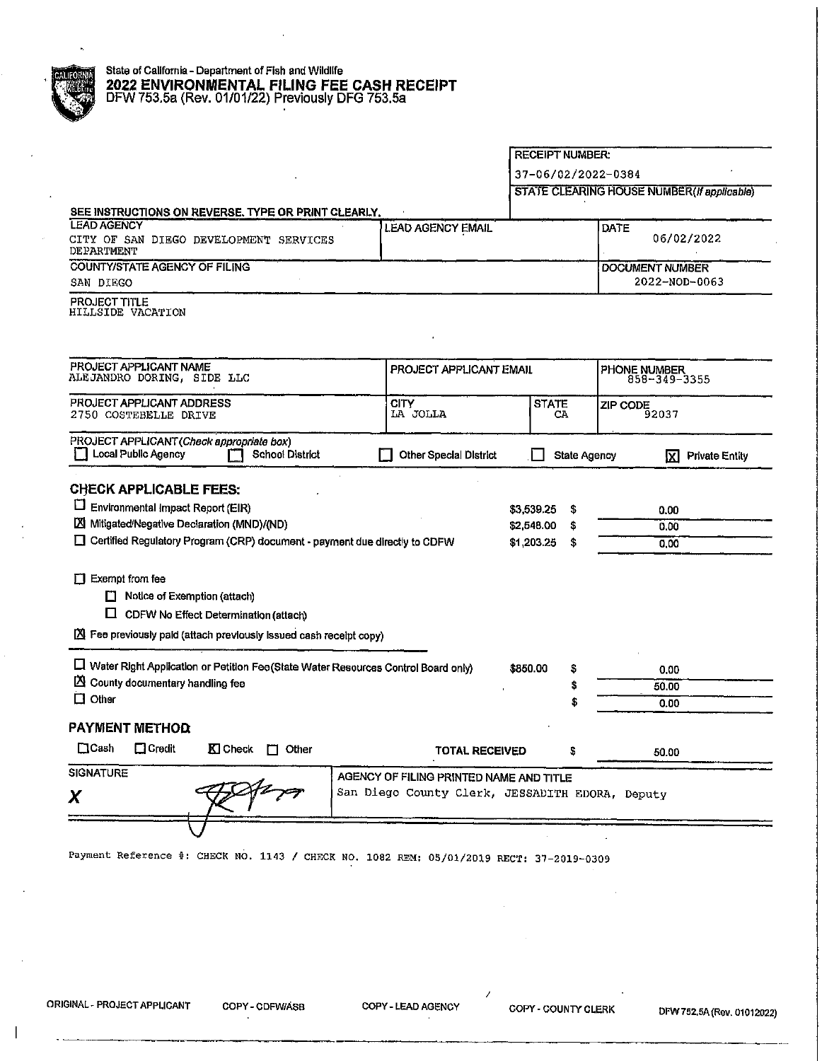State of California - Department of Fish and Wildlife

# 2022 ENVIRONMENTAL FILING FEE CASH RECEIPT

DFW 753.5a (Rev. 01/01/22) Previously DFG 753.5a

**RECEIPT NUMBER:**
37-06/02/2022-0384

**STATE CLEARING HOUSE NUMBER** *(If applicable)*

SEE INSTRUCTIONS ON REVERSE. TYPE OR PRINT CLEARLY.

| LEAD AGENCY | LEAD AGENCY EMAIL | DATE |
|---|---|---|
| CITY OF SAN DIEGO DEVELOPMENT SERVICES DEPARTMENT | | 06/02/2022 |

| COUNTY/STATE AGENCY OF FILING | DOCUMENT NUMBER |
|---|---|
| SAN DIEGO | 2022-NOD-0063 |

PROJECT TITLE
HILLSIDE VACATION

| PROJECT APPLICANT NAME | PROJECT APPLICANT EMAIL | | PHONE NUMBER |
|---|---|---|---|
| ALEJANDRO DORING, SIDE LLC | | | 858-349-3355 |
| **PROJECT APPLICANT ADDRESS** | **CITY** | **STATE** | **ZIP CODE** |
| 2750 COSTEBELLE DRIVE | LA JOLLA | CA | 92037 |

PROJECT APPLICANT *(Check appropriate box)*
☐ Local Public Agency ☐ School District ☐ Other Special District ☐ State Agency ☒ Private Entity

## CHECK APPLICABLE FEES:

| | | | |
|---|---|---|---|
| ☐ Environmental Impact Report (EIR) | $3,539.25 | $ | 0.00 |
| ☒ Mitigated/Negative Declaration (MND)/(ND) | $2,548.00 | $ | 0.00 |
| ☐ Certified Regulatory Program (CRP) document - payment due directly to CDFW | $1,203.25 | $ | 0.00 |

☐ Exempt from fee
- ☐ Notice of Exemption (attach)
- ☐ CDFW No Effect Determination (attach)

☒ Fee previously paid (attach previously issued cash receipt copy)

| | | | |
|---|---|---|---|
| ☐ Water Right Application or Petition Fee (State Water Resources Control Board only) | $850.00 | $ | 0.00 |
| ☒ County documentary handling fee | | $ | 50.00 |
| ☐ Other | | $ | 0.00 |

## PAYMENT METHOD:

☐ Cash ☐ Credit ☒ Check ☐ Other

**TOTAL RECEIVED** $ 50.00

| SIGNATURE | AGENCY OF FILING PRINTED NAME AND TITLE |
|---|---|
| X | San Diego County Clerk, JESSADITH EDORA, Deputy |

Payment Reference #: CHECK NO. 1143 / CHECK NO. 1082 REM: 05/01/2019 RECT: 37-2019-0309

ORIGINAL - PROJECT APPLICANT COPY - CDFW/ASB COPY - LEAD AGENCY COPY - COUNTY CLERK DFW 753.5A (Rev. 01012022)